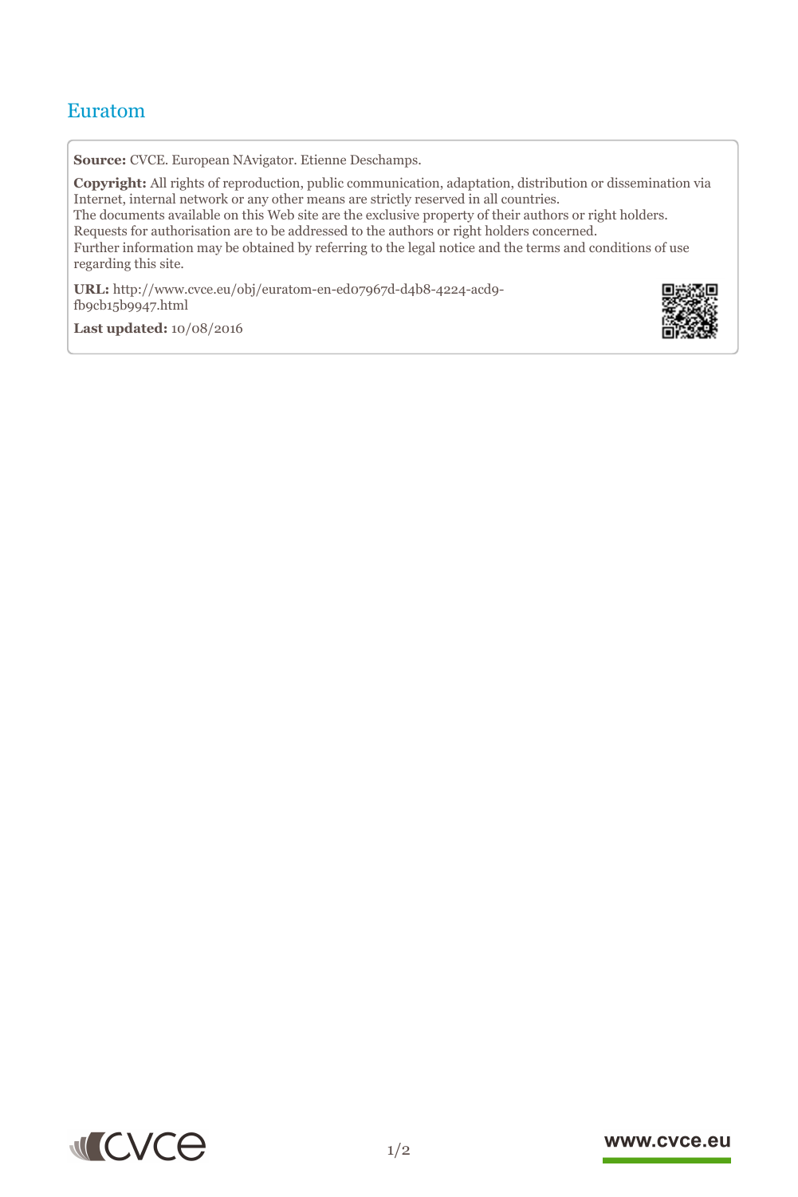# Euratom

**Source:** CVCE. European NAvigator. Etienne Deschamps.

**Copyright:** All rights of reproduction, public communication, adaptation, distribution or dissemination via Internet, internal network or any other means are strictly reserved in all countries.
The documents available on this Web site are the exclusive property of their authors or right holders.
Requests for authorisation are to be addressed to the authors or right holders concerned.
Further information may be obtained by referring to the legal notice and the terms and conditions of use regarding this site.

**URL:** http://www.cvce.eu/obj/euratom-en-ed07967d-d4b8-4224-acd9-fb9cb15b9947.html

**Last updated:** 10/08/2016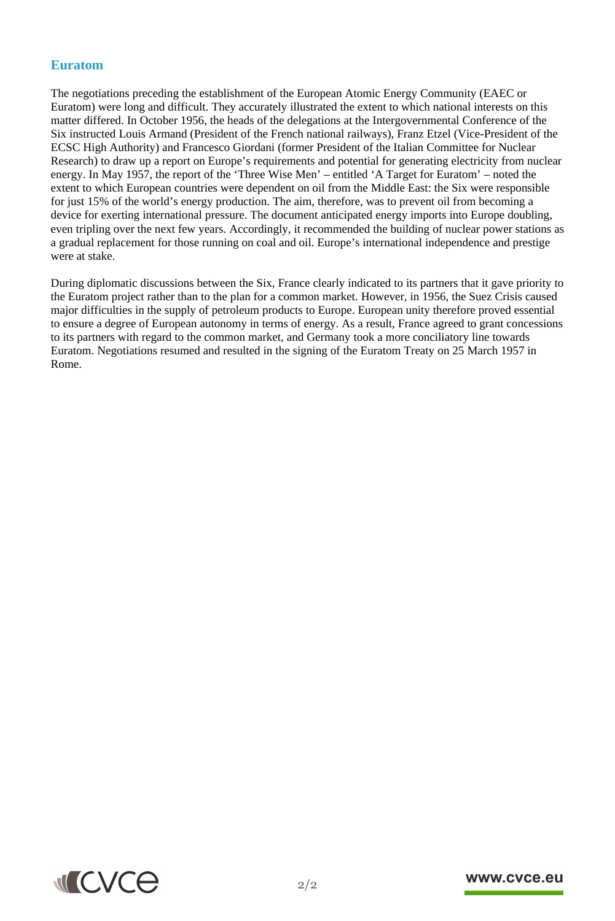## Euratom

The negotiations preceding the establishment of the European Atomic Energy Community (EAEC or Euratom) were long and difficult. They accurately illustrated the extent to which national interests on this matter differed. In October 1956, the heads of the delegations at the Intergovernmental Conference of the Six instructed Louis Armand (President of the French national railways), Franz Etzel (Vice-President of the ECSC High Authority) and Francesco Giordani (former President of the Italian Committee for Nuclear Research) to draw up a report on Europe's requirements and potential for generating electricity from nuclear energy. In May 1957, the report of the 'Three Wise Men' – entitled 'A Target for Euratom' – noted the extent to which European countries were dependent on oil from the Middle East: the Six were responsible for just 15% of the world's energy production. The aim, therefore, was to prevent oil from becoming a device for exerting international pressure. The document anticipated energy imports into Europe doubling, even tripling over the next few years. Accordingly, it recommended the building of nuclear power stations as a gradual replacement for those running on coal and oil. Europe's international independence and prestige were at stake.

During diplomatic discussions between the Six, France clearly indicated to its partners that it gave priority to the Euratom project rather than to the plan for a common market. However, in 1956, the Suez Crisis caused major difficulties in the supply of petroleum products to Europe. European unity therefore proved essential to ensure a degree of European autonomy in terms of energy. As a result, France agreed to grant concessions to its partners with regard to the common market, and Germany took a more conciliatory line towards Euratom. Negotiations resumed and resulted in the signing of the Euratom Treaty on 25 March 1957 in Rome.